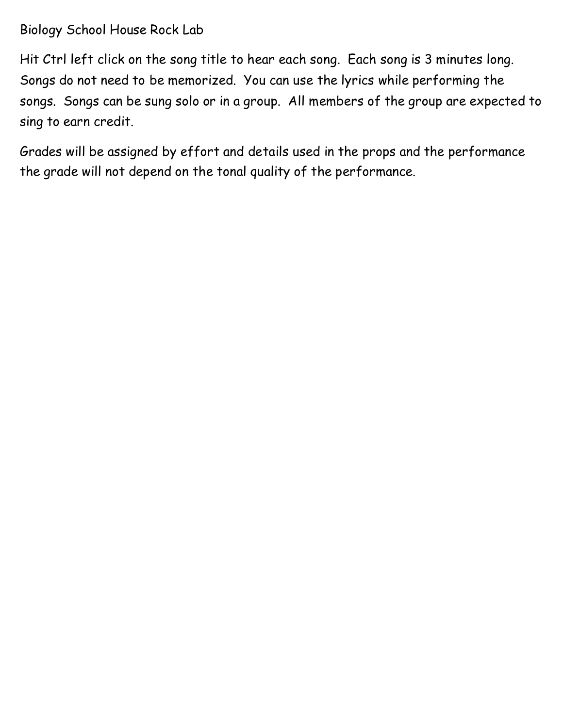Biology School House Rock Lab

Hit Ctrl left click on the song title to hear each song. Each song is 3 minutes long. Songs do not need to be memorized. You can use the lyrics while performing the songs. Songs can be sung solo or in a group. All members of the group are expected to sing to earn credit.

Grades will be assigned by effort and details used in the props and the performance the grade will not depend on the tonal quality of the performance.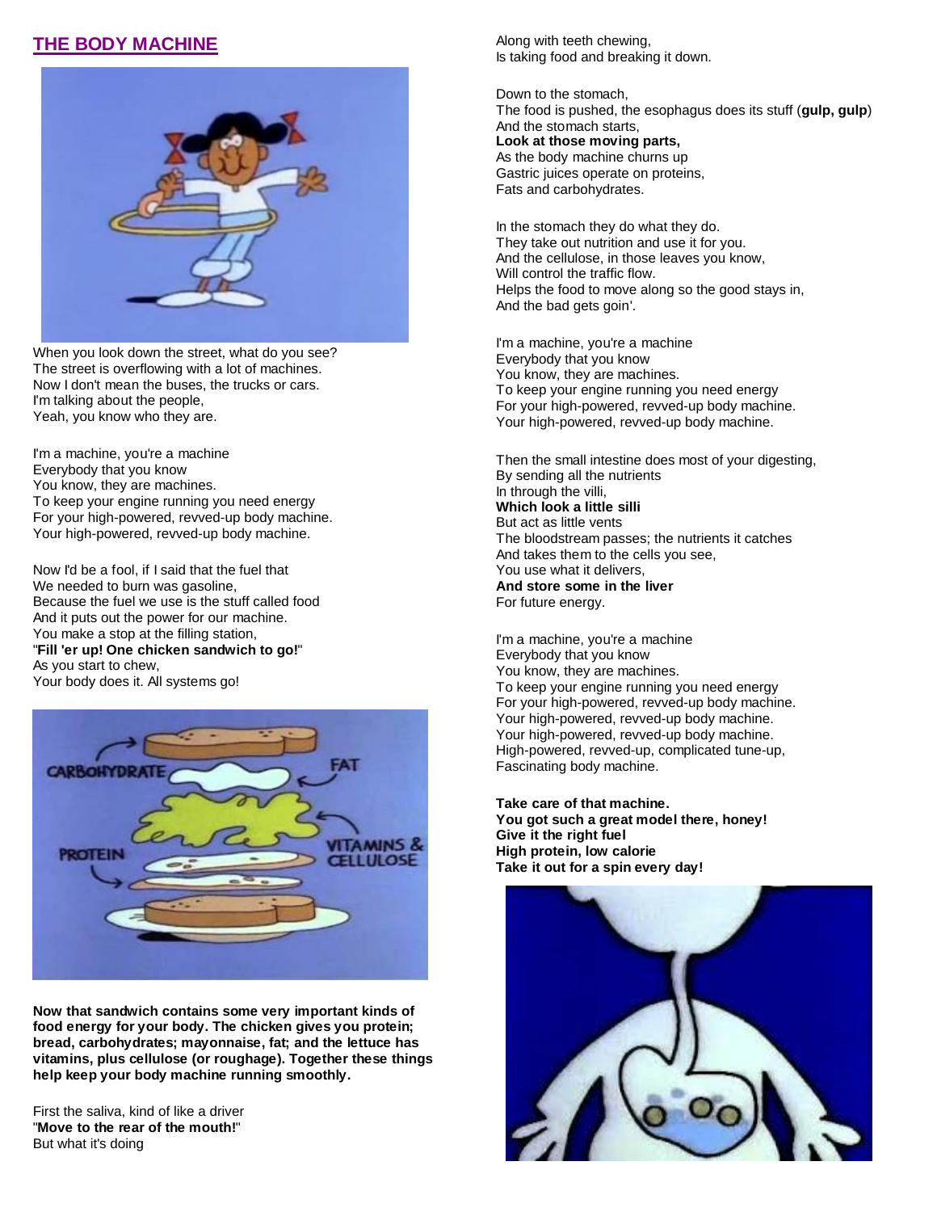## THE BODY MACHINE

When you look down the street, what do you see?
The street is overflowing with a lot of machines.
Now I don't mean the buses, the trucks or cars.
I'm talking about the people,
Yeah, you know who they are.

I'm a machine, you're a machine
Everybody that you know
You know, they are machines.
To keep your engine running you need energy
For your high-powered, revved-up body machine.
Your high-powered, revved-up body machine.

Now I'd be a fool, if I said that the fuel that
We needed to burn was gasoline,
Because the fuel we use is the stuff called food
And it puts out the power for our machine.
You make a stop at the filling station,
"**Fill 'er up! One chicken sandwich to go!**"
As you start to chew,
Your body does it. All systems go!

CARBOHYDRATE
FAT
PROTEIN
VITAMINS & CELLULOSE

**Now that sandwich contains some very important kinds of food energy for your body. The chicken gives you protein; bread, carbohydrates; mayonnaise, fat; and the lettuce has vitamins, plus cellulose (or roughage). Together these things help keep your body machine running smoothly.**

First the saliva, kind of like a driver
"**Move to the rear of the mouth!**"
But what it's doing
Along with teeth chewing,
Is taking food and breaking it down.

Down to the stomach,
The food is pushed, the esophagus does its stuff (**gulp, gulp**)
And the stomach starts,
**Look at those moving parts,**
As the body machine churns up
Gastric juices operate on proteins,
Fats and carbohydrates.

In the stomach they do what they do.
They take out nutrition and use it for you.
And the cellulose, in those leaves you know,
Will control the traffic flow.
Helps the food to move along so the good stays in,
And the bad gets goin'.

I'm a machine, you're a machine
Everybody that you know
You know, they are machines.
To keep your engine running you need energy
For your high-powered, revved-up body machine.
Your high-powered, revved-up body machine.

Then the small intestine does most of your digesting,
By sending all the nutrients
In through the villi,
**Which look a little silli**
But act as little vents
The bloodstream passes; the nutrients it catches
And takes them to the cells you see,
You use what it delivers,
**And store some in the liver**
For future energy.

I'm a machine, you're a machine
Everybody that you know
You know, they are machines.
To keep your engine running you need energy
For your high-powered, revved-up body machine.
Your high-powered, revved-up body machine.
Your high-powered, revved-up body machine.
High-powered, revved-up, complicated tune-up,
Fascinating body machine.

**Take care of that machine.**
**You got such a great model there, honey!**
**Give it the right fuel**
**High protein, low calorie**
**Take it out for a spin every day!**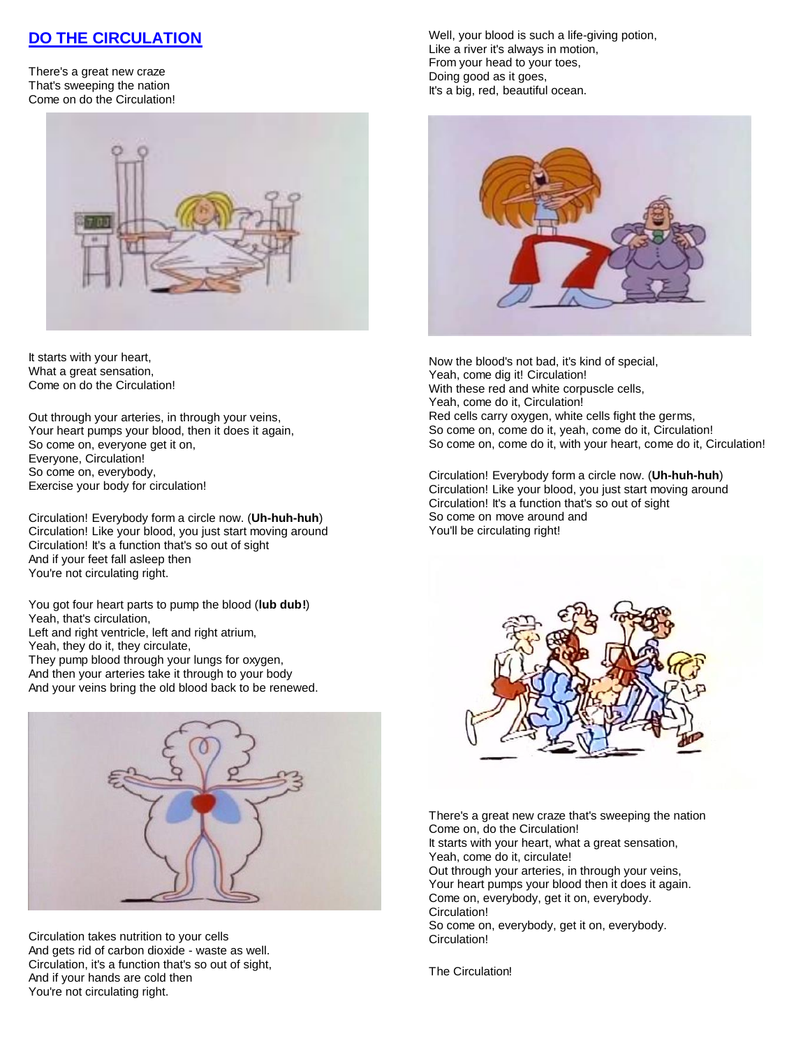## DO THE CIRCULATION

There's a great new craze
That's sweeping the nation
Come on do the Circulation!

It starts with your heart,
What a great sensation,
Come on do the Circulation!

Out through your arteries, in through your veins,
Your heart pumps your blood, then it does it again,
So come on, everyone get it on,
Everyone, Circulation!
So come on, everybody,
Exercise your body for circulation!

Circulation! Everybody form a circle now. (**Uh-huh-huh**)
Circulation! Like your blood, you just start moving around
Circulation! It's a function that's so out of sight
And if your feet fall asleep then
You're not circulating right.

You got four heart parts to pump the blood (**lub dub!**)
Yeah, that's circulation,
Left and right ventricle, left and right atrium,
Yeah, they do it, they circulate,
They pump blood through your lungs for oxygen,
And then your arteries take it through to your body
And your veins bring the old blood back to be renewed.

Circulation takes nutrition to your cells
And gets rid of carbon dioxide - waste as well.
Circulation, it's a function that's so out of sight,
And if your hands are cold then
You're not circulating right.

Well, your blood is such a life-giving potion,
Like a river it's always in motion,
From your head to your toes,
Doing good as it goes,
It's a big, red, beautiful ocean.

Now the blood's not bad, it's kind of special,
Yeah, come dig it! Circulation!
With these red and white corpuscle cells,
Yeah, come do it, Circulation!
Red cells carry oxygen, white cells fight the germs,
So come on, come do it, yeah, come do it, Circulation!
So come on, come do it, with your heart, come do it, Circulation!

Circulation! Everybody form a circle now. (**Uh-huh-huh**)
Circulation! Like your blood, you just start moving around
Circulation! It's a function that's so out of sight
So come on move around and
You'll be circulating right!

There's a great new craze that's sweeping the nation
Come on, do the Circulation!
It starts with your heart, what a great sensation,
Yeah, come do it, circulate!
Out through your arteries, in through your veins,
Your heart pumps your blood then it does it again.
Come on, everybody, get it on, everybody.
Circulation!
So come on, everybody, get it on, everybody.
Circulation!

The Circulation!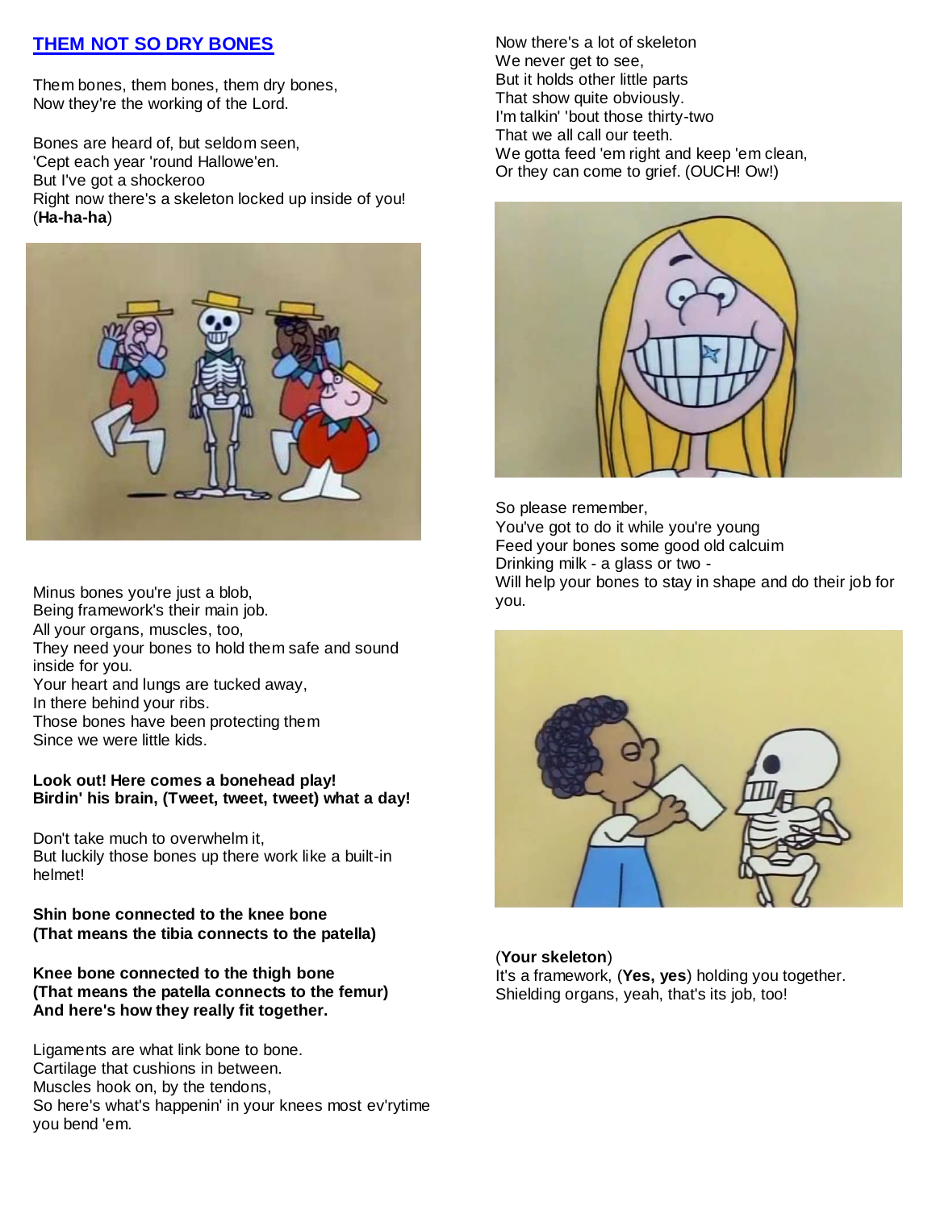## THEM NOT SO DRY BONES

Them bones, them bones, them dry bones,
Now they're the working of the Lord.

Bones are heard of, but seldom seen,
'Cept each year 'round Hallowe'en.
But I've got a shockeroo
Right now there's a skeleton locked up inside of you!
(**Ha-ha-ha**)

Minus bones you're just a blob,
Being framework's their main job.
All your organs, muscles, too,
They need your bones to hold them safe and sound inside for you.
Your heart and lungs are tucked away,
In there behind your ribs.
Those bones have been protecting them
Since we were little kids.

**Look out! Here comes a bonehead play!**
**Birdin' his brain, (Tweet, tweet, tweet) what a day!**

Don't take much to overwhelm it,
But luckily those bones up there work like a built-in helmet!

**Shin bone connected to the knee bone**
**(That means the tibia connects to the patella)**

**Knee bone connected to the thigh bone**
**(That means the patella connects to the femur)**
**And here's how they really fit together.**

Ligaments are what link bone to bone.
Cartilage that cushions in between.
Muscles hook on, by the tendons,
So here's what's happenin' in your knees most ev'rytime you bend 'em.

Now there's a lot of skeleton
We never get to see,
But it holds other little parts
That show quite obviously.
I'm talkin' 'bout those thirty-two
That we all call our teeth.
We gotta feed 'em right and keep 'em clean,
Or they can come to grief. (OUCH! Ow!)

So please remember,
You've got to do it while you're young
Feed your bones some good old calcuim
Drinking milk - a glass or two -
Will help your bones to stay in shape and do their job for you.

(**Your skeleton**)
It's a framework, (**Yes, yes**) holding you together.
Shielding organs, yeah, that's its job, too!